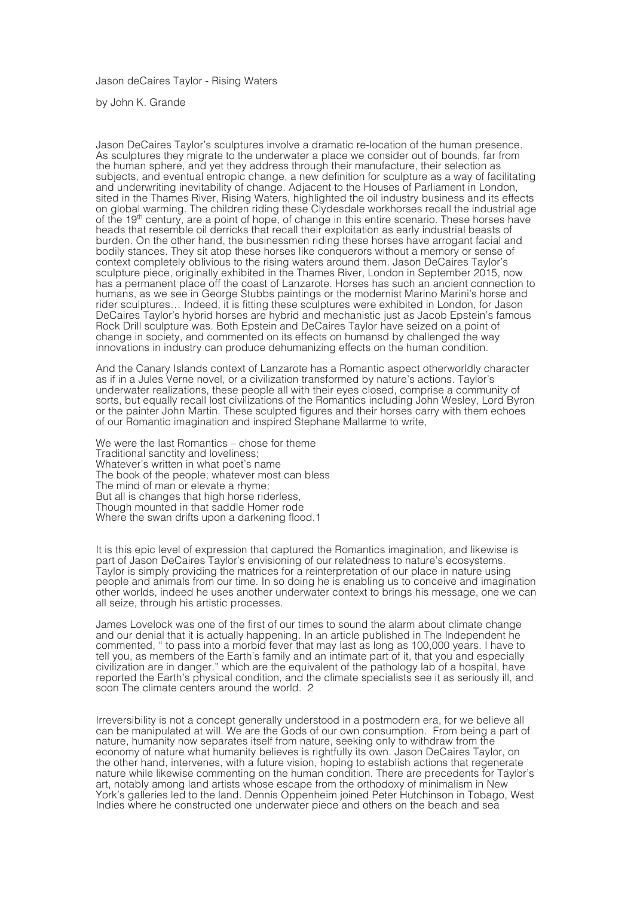Jason deCaires Taylor - Rising Waters

by John K. Grande

Jason DeCaires Taylor's sculptures involve a dramatic re-location of the human presence. As sculptures they migrate to the underwater a place we consider out of bounds, far from the human sphere, and yet they address through their manufacture, their selection as subjects, and eventual entropic change, a new definition for sculpture as a way of facilitating and underwriting inevitability of change. Adjacent to the Houses of Parliament in London, sited in the Thames River, Rising Waters, highlighted the oil industry business and its effects on global warming. The children riding these Clydesdale workhorses recall the industrial age of the 19th century, are a point of hope, of change in this entire scenario. These horses have heads that resemble oil derricks that recall their exploitation as early industrial beasts of burden. On the other hand, the businessmen riding these horses have arrogant facial and bodily stances. They sit atop these horses like conquerors without a memory or sense of context completely oblivious to the rising waters around them. Jason DeCaires Taylor's sculpture piece, originally exhibited in the Thames River, London in September 2015, now has a permanent place off the coast of Lanzarote. Horses has such an ancient connection to humans, as we see in George Stubbs paintings or the modernist Marino Marini's horse and rider sculptures… Indeed, it is fitting these sculptures were exhibited in London, for Jason DeCaires Taylor's hybrid horses are hybrid and mechanistic just as Jacob Epstein's famous Rock Drill sculpture was. Both Epstein and DeCaires Taylor have seized on a point of change in society, and commented on its effects on humansd by challenged the way innovations in industry can produce dehumanizing effects on the human condition.

And the Canary Islands context of Lanzarote has a Romantic aspect otherworldly character as if in a Jules Verne novel, or a civilization transformed by nature's actions. Taylor's underwater realizations, these people all with their eyes closed, comprise a community of sorts, but equally recall lost civilizations of the Romantics including John Wesley, Lord Byron or the painter John Martin. These sculpted figures and their horses carry with them echoes of our Romantic imagination and inspired Stephane Mallarme to write,

We were the last Romantics – chose for theme  
Traditional sanctity and loveliness;  
Whatever's written in what poet's name  
The book of the people; whatever most can bless  
The mind of man or elevate a rhyme;  
But all is changes that high horse riderless,  
Though mounted in that saddle Homer rode  
Where the swan drifts upon a darkening flood.1

It is this epic level of expression that captured the Romantics imagination, and likewise is part of Jason DeCaires Taylor's envisioning of our relatedness to nature's ecosystems. Taylor is simply providing the matrices for a reinterpretation of our place in nature using people and animals from our time. In so doing he is enabling us to conceive and imagination other worlds, indeed he uses another underwater context to brings his message, one we can all seize, through his artistic processes.

James Lovelock was one of the first of our times to sound the alarm about climate change and our denial that it is actually happening. In an article published in The Independent he commented, " to pass into a morbid fever that may last as long as 100,000 years. I have to tell you, as members of the Earth's family and an intimate part of it, that you and especially civilization are in danger." which are the equivalent of the pathology lab of a hospital, have reported the Earth's physical condition, and the climate specialists see it as seriously ill, and soon The climate centers around the world. 2

Irreversibility is not a concept generally understood in a postmodern era, for we believe all can be manipulated at will. We are the Gods of our own consumption. From being a part of nature, humanity now separates itself from nature, seeking only to withdraw from the economy of nature what humanity believes is rightfully its own. Jason DeCaires Taylor, on the other hand, intervenes, with a future vision, hoping to establish actions that regenerate nature while likewise commenting on the human condition. There are precedents for Taylor's art, notably among land artists whose escape from the orthodoxy of minimalism in New York's galleries led to the land. Dennis Oppenheim joined Peter Hutchinson in Tobago, West Indies where he constructed one underwater piece and others on the beach and sea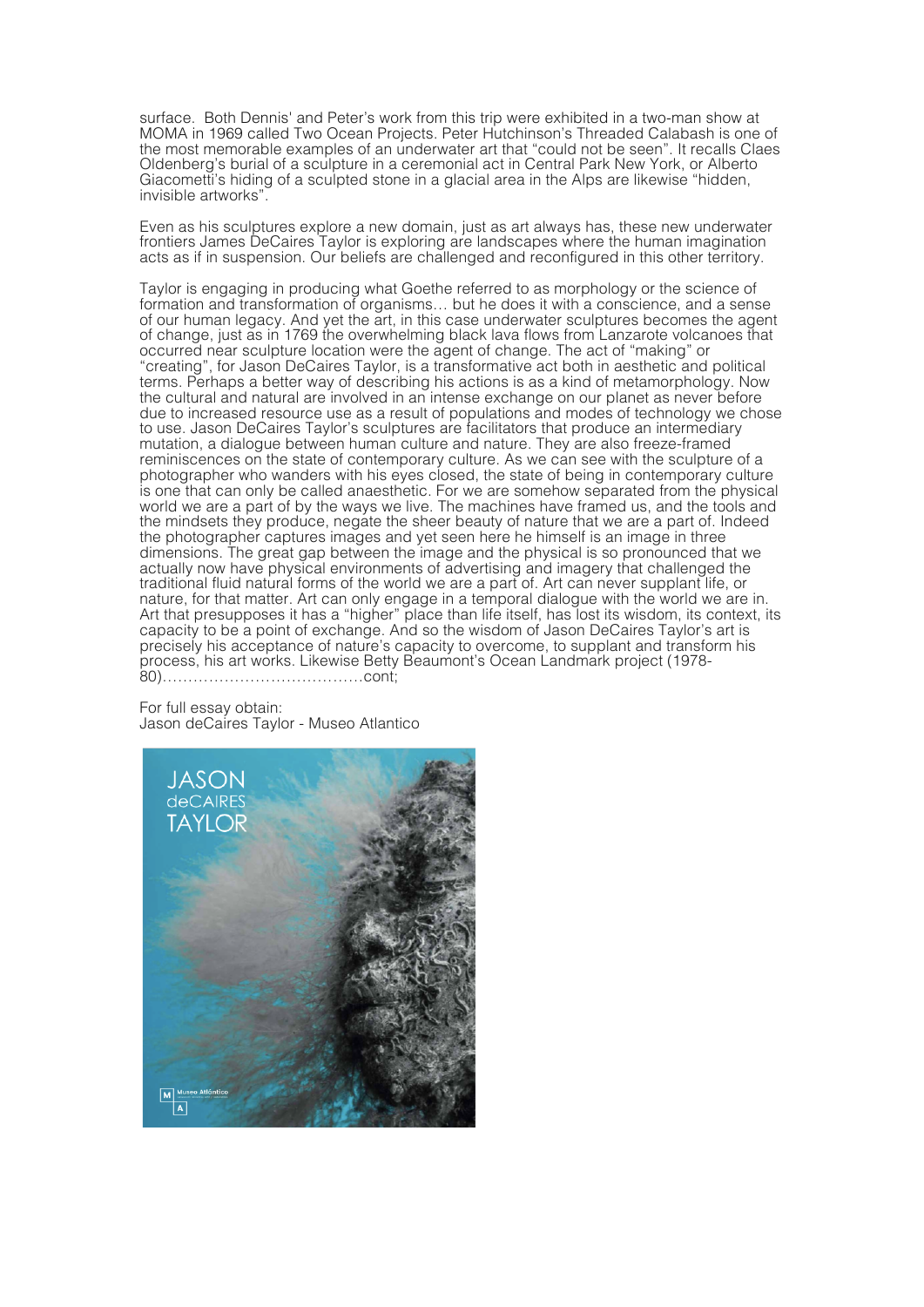surface. Both Dennis' and Peter's work from this trip were exhibited in a two-man show at MOMA in 1969 called Two Ocean Projects. Peter Hutchinson's Threaded Calabash is one of the most memorable examples of an underwater art that "could not be seen". It recalls Claes Oldenberg's burial of a sculpture in a ceremonial act in Central Park New York, or Alberto Giacometti's hiding of a sculpted stone in a glacial area in the Alps are likewise "hidden, invisible artworks".

Even as his sculptures explore a new domain, just as art always has, these new underwater frontiers James DeCaires Taylor is exploring are landscapes where the human imagination acts as if in suspension. Our beliefs are challenged and reconfigured in this other territory.

Taylor is engaging in producing what Goethe referred to as morphology or the science of formation and transformation of organisms… but he does it with a conscience, and a sense of our human legacy. And yet the art, in this case underwater sculptures becomes the agent of change, just as in 1769 the overwhelming black lava flows from Lanzarote volcanoes that occurred near sculpture location were the agent of change. The act of "making" or "creating", for Jason DeCaires Taylor, is a transformative act both in aesthetic and political terms. Perhaps a better way of describing his actions is as a kind of metamorphology. Now the cultural and natural are involved in an intense exchange on our planet as never before due to increased resource use as a result of populations and modes of technology we chose to use. Jason DeCaires Taylor's sculptures are facilitators that produce an intermediary mutation, a dialogue between human culture and nature. They are also freeze-framed reminiscences on the state of contemporary culture. As we can see with the sculpture of a photographer who wanders with his eyes closed, the state of being in contemporary culture is one that can only be called anaesthetic. For we are somehow separated from the physical world we are a part of by the ways we live. The machines have framed us, and the tools and the mindsets they produce, negate the sheer beauty of nature that we are a part of. Indeed the photographer captures images and yet seen here he himself is an image in three dimensions. The great gap between the image and the physical is so pronounced that we actually now have physical environments of advertising and imagery that challenged the traditional fluid natural forms of the world we are a part of. Art can never supplant life, or nature, for that matter. Art can only engage in a temporal dialogue with the world we are in. Art that presupposes it has a "higher" place than life itself, has lost its wisdom, its context, its capacity to be a point of exchange. And so the wisdom of Jason DeCaires Taylor's art is precisely his acceptance of nature's capacity to overcome, to supplant and transform his process, his art works. Likewise Betty Beaumont's Ocean Landmark project (1978-80)…………………………………cont;

For full essay obtain:
Jason deCaires Taylor - Museo Atlantico